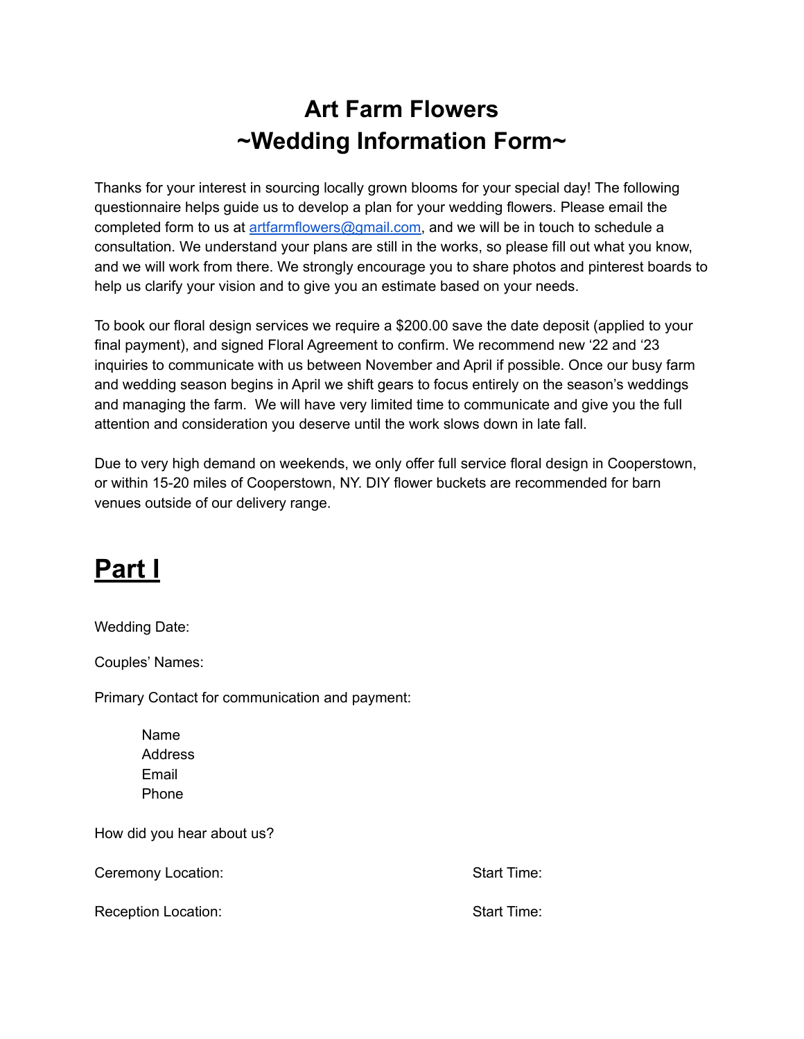# Art Farm Flowers
# ~Wedding Information Form~

Thanks for your interest in sourcing locally grown blooms for your special day! The following questionnaire helps guide us to develop a plan for your wedding flowers. Please email the completed form to us at [artfarmflowers@gmail.com](mailto:artfarmflowers@gmail.com), and we will be in touch to schedule a consultation. We understand your plans are still in the works, so please fill out what you know, and we will work from there. We strongly encourage you to share photos and pinterest boards to help us clarify your vision and to give you an estimate based on your needs.

To book our floral design services we require a $200.00 save the date deposit (applied to your final payment), and signed Floral Agreement to confirm. We recommend new '22 and '23 inquiries to communicate with us between November and April if possible. Once our busy farm and wedding season begins in April we shift gears to focus entirely on the season's weddings and managing the farm. We will have very limited time to communicate and give you the full attention and consideration you deserve until the work slows down in late fall.

Due to very high demand on weekends, we only offer full service floral design in Cooperstown, or within 15-20 miles of Cooperstown, NY. DIY flower buckets are recommended for barn venues outside of our delivery range.

## Part I

Wedding Date:

Couples' Names:

Primary Contact for communication and payment:

- Name
- Address
- Email
- Phone

How did you hear about us?

Ceremony Location: Start Time:

Reception Location: Start Time: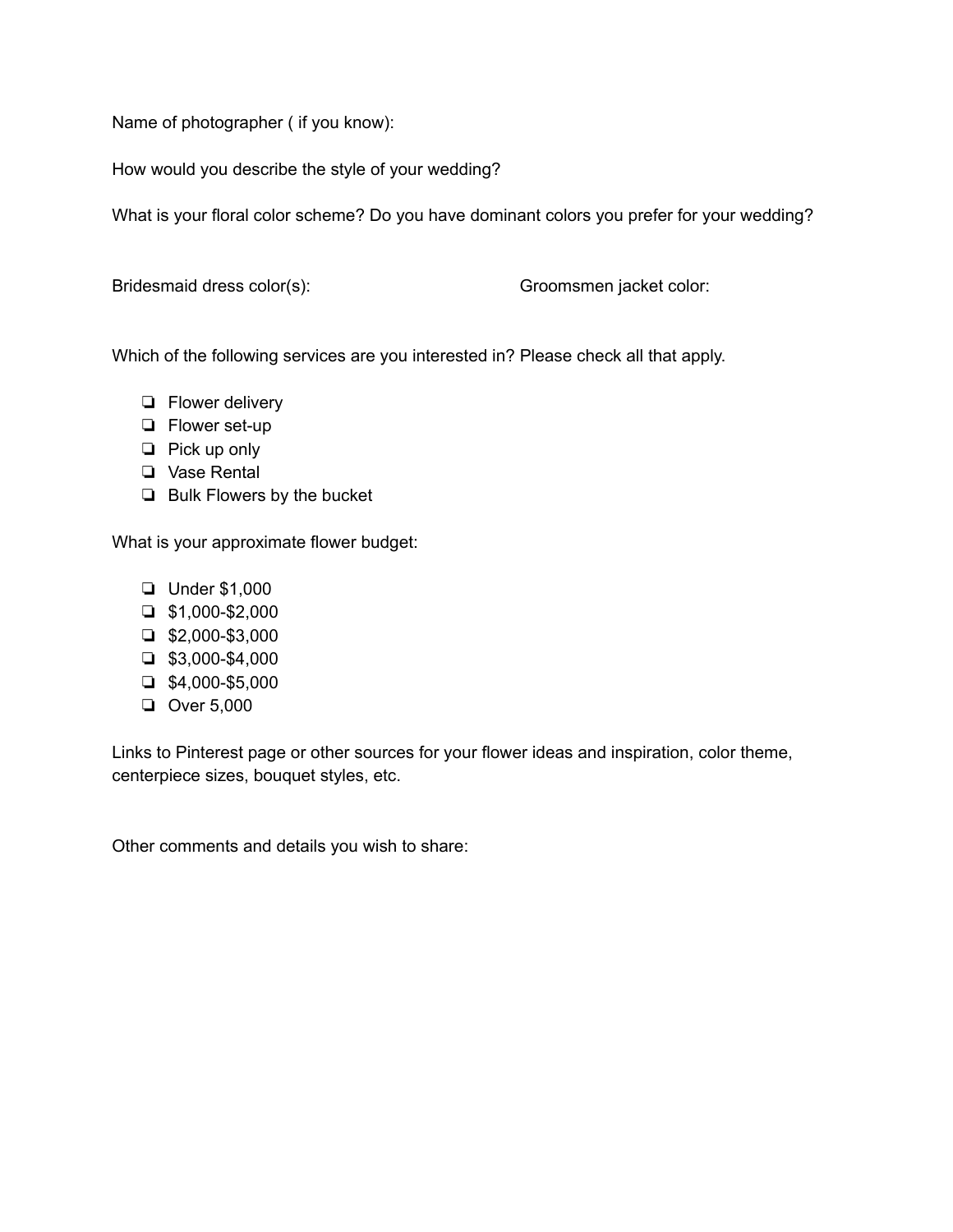Name of photographer ( if you know):

How would you describe the style of your wedding?

What is your floral color scheme? Do you have dominant colors you prefer for your wedding?

Bridesmaid dress color(s):

Groomsmen jacket color:

Which of the following services are you interested in? Please check all that apply.

- ❏ Flower delivery
- ❏ Flower set-up
- ❏ Pick up only
- ❏ Vase Rental
- ❏ Bulk Flowers by the bucket

What is your approximate flower budget:

- ❏ Under $1,000
- ❏ $1,000-$2,000
- ❏ $2,000-$3,000
- ❏ $3,000-$4,000
- ❏ $4,000-$5,000
- ❏ Over 5,000

Links to Pinterest page or other sources for your flower ideas and inspiration, color theme, centerpiece sizes, bouquet styles, etc.

Other comments and details you wish to share: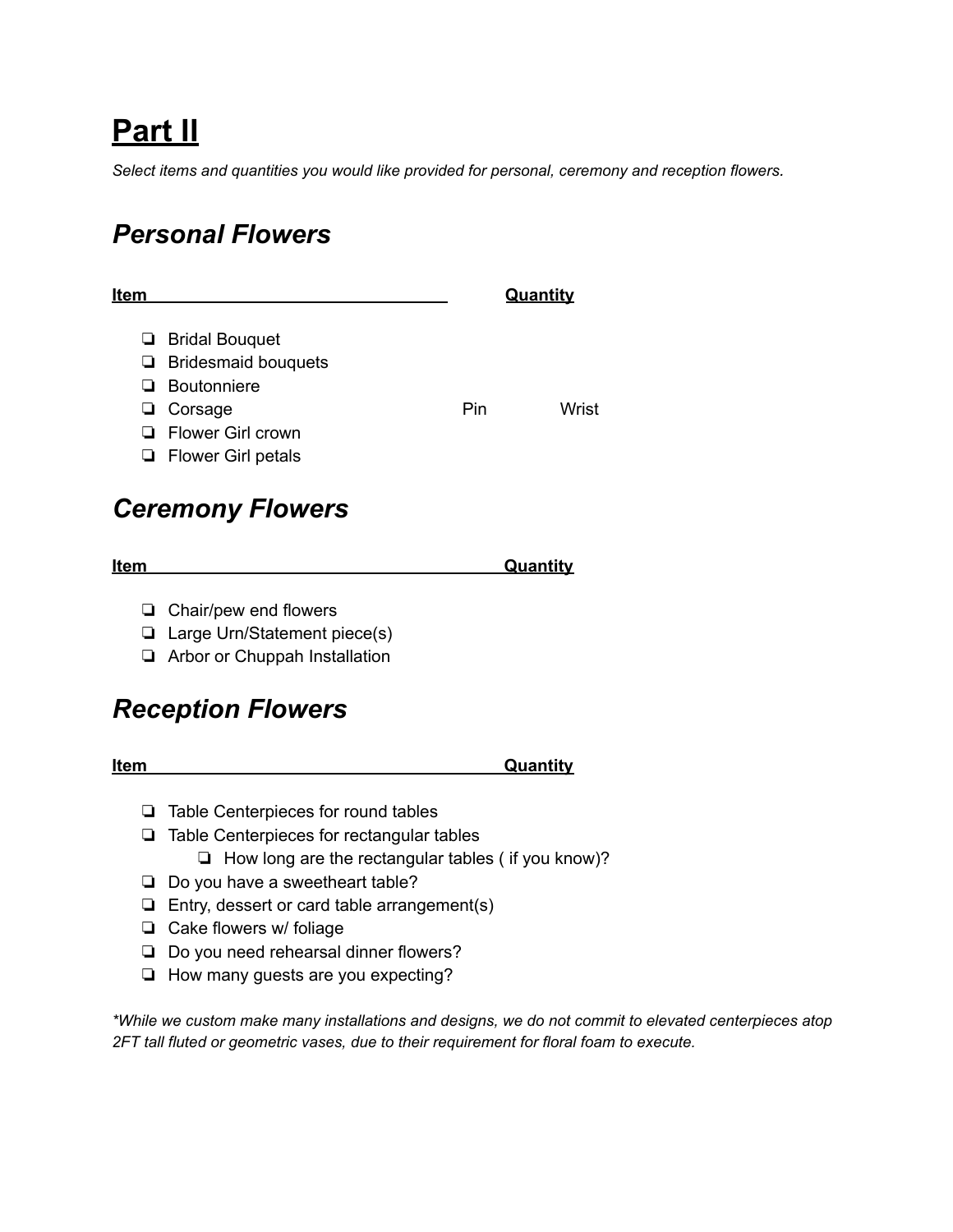# Part II

*Select items and quantities you would like provided for personal, ceremony and reception flowers.*

## *Personal Flowers*

| Item | Quantity |
|---|---|

- ❏ Bridal Bouquet
- ❏ Bridesmaid bouquets
- ❏ Boutonniere
- ❏ Corsage Pin Wrist
- ❏ Flower Girl crown
- ❏ Flower Girl petals

## *Ceremony Flowers*

| Item | Quantity |
|---|---|

- ❏ Chair/pew end flowers
- ❏ Large Urn/Statement piece(s)
- ❏ Arbor or Chuppah Installation

## *Reception Flowers*

| Item | Quantity |
|---|---|

- ❏ Table Centerpieces for round tables
- ❏ Table Centerpieces for rectangular tables
  - ❏ How long are the rectangular tables ( if you know)?
- ❏ Do you have a sweetheart table?
- ❏ Entry, dessert or card table arrangement(s)
- ❏ Cake flowers w/ foliage
- ❏ Do you need rehearsal dinner flowers?
- ❏ How many guests are you expecting?

*\*While we custom make many installations and designs, we do not commit to elevated centerpieces atop 2FT tall fluted or geometric vases, due to their requirement for floral foam to execute.*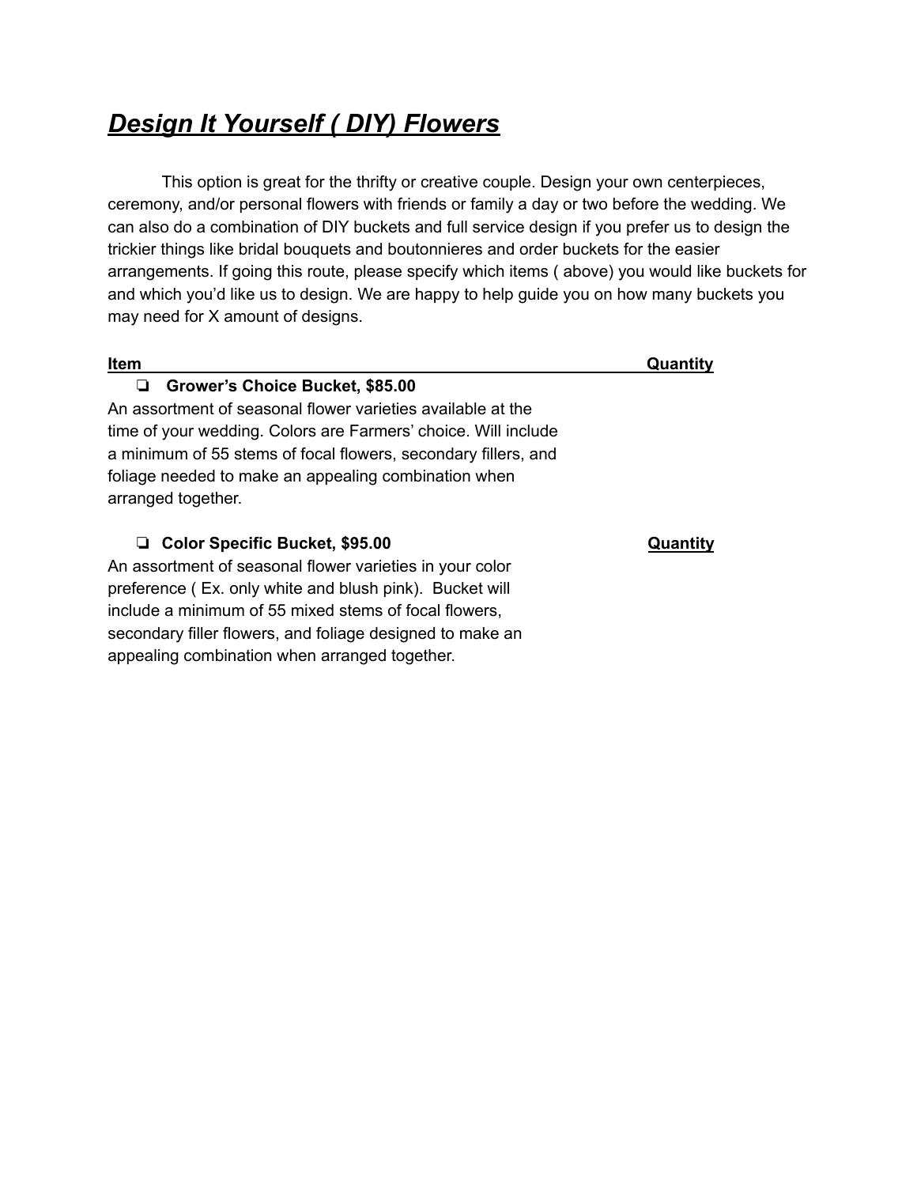# ***Design It Yourself ( DIY) Flowers***

This option is great for the thrifty or creative couple. Design your own centerpieces, ceremony, and/or personal flowers with friends or family a day or two before the wedding. We can also do a combination of DIY buckets and full service design if you prefer us to design the trickier things like bridal bouquets and boutonnieres and order buckets for the easier arrangements. If going this route, please specify which items ( above) you would like buckets for and which you'd like us to design. We are happy to help guide you on how many buckets you may need for X amount of designs.

| Item | Quantity |
| --- | --- |
| ❏ **Grower's Choice Bucket, $85.00**<br>An assortment of seasonal flower varieties available at the time of your wedding. Colors are Farmers' choice. Will include a minimum of 55 stems of focal flowers, secondary fillers, and foliage needed to make an appealing combination when arranged together. | |
| ❏ **Color Specific Bucket, $95.00**<br>An assortment of seasonal flower varieties in your color preference ( Ex. only white and blush pink). Bucket will include a minimum of 55 mixed stems of focal flowers, secondary filler flowers, and foliage designed to make an appealing combination when arranged together. | **Quantity** |